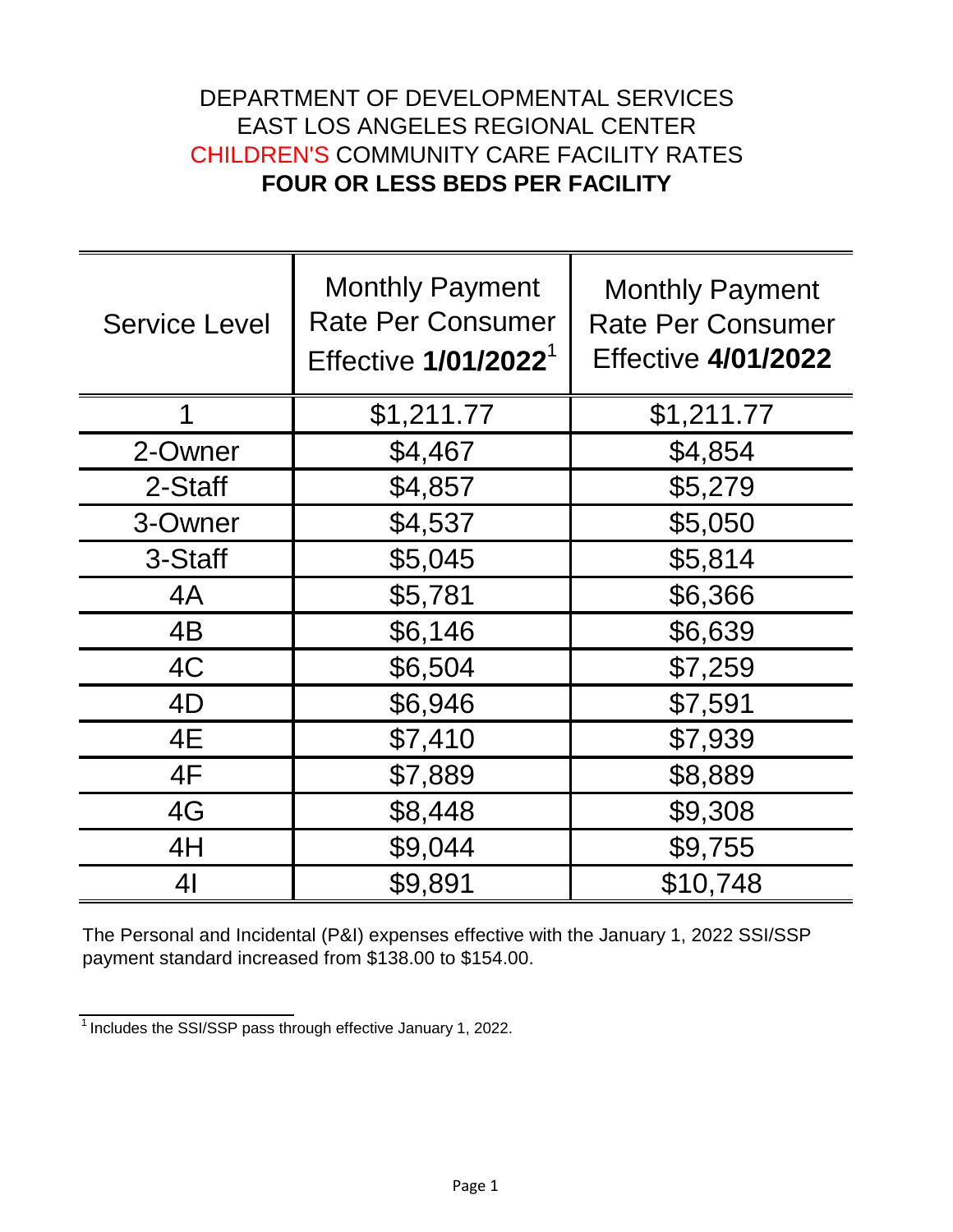# DEPARTMENT OF DEVELOPMENTAL SERVICES
# EAST LOS ANGELES REGIONAL CENTER
# CHILDREN'S COMMUNITY CARE FACILITY RATES
# **FOUR OR LESS BEDS PER FACILITY**

| Service Level | Monthly Payment Rate Per Consumer Effective **1/01/2022**[1] | Monthly Payment Rate Per Consumer Effective **4/01/2022** |
|---|---|---|
| 1 | $1,211.77 | $1,211.77 |
| 2-Owner | $4,467 | $4,854 |
| 2-Staff | $4,857 | $5,279 |
| 3-Owner | $4,537 | $5,050 |
| 3-Staff | $5,045 | $5,814 |
| 4A | $5,781 | $6,366 |
| 4B | $6,146 | $6,639 |
| 4C | $6,504 | $7,259 |
| 4D | $6,946 | $7,591 |
| 4E | $7,410 | $7,939 |
| 4F | $7,889 | $8,889 |
| 4G | $8,448 | $9,308 |
| 4H | $9,044 | $9,755 |
| 4I | $9,891 | $10,748 |

The Personal and Incidental (P&I) expenses effective with the January 1, 2022 SSI/SSP payment standard increased from $138.00 to $154.00.

[1] Includes the SSI/SSP pass through effective January 1, 2022.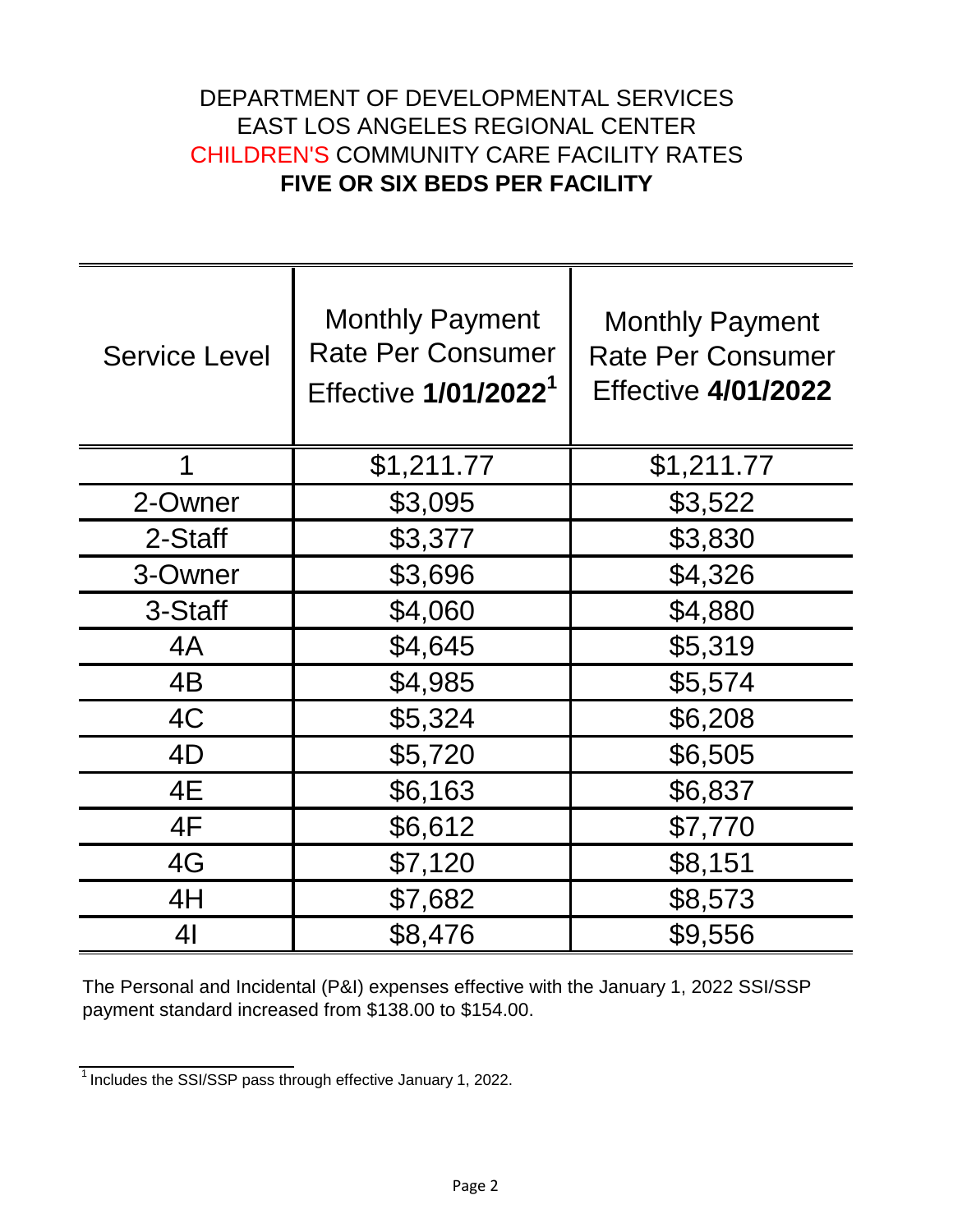# DEPARTMENT OF DEVELOPMENTAL SERVICES
# EAST LOS ANGELES REGIONAL CENTER
# CHILDREN'S COMMUNITY CARE FACILITY RATES
# **FIVE OR SIX BEDS PER FACILITY**

| Service Level | Monthly Payment Rate Per Consumer Effective **1/01/2022**[1] | Monthly Payment Rate Per Consumer Effective **4/01/2022** |
|---|---|---|
| 1 | $1,211.77 | $1,211.77 |
| 2-Owner | $3,095 | $3,522 |
| 2-Staff | $3,377 | $3,830 |
| 3-Owner | $3,696 | $4,326 |
| 3-Staff | $4,060 | $4,880 |
| 4A | $4,645 | $5,319 |
| 4B | $4,985 | $5,574 |
| 4C | $5,324 | $6,208 |
| 4D | $5,720 | $6,505 |
| 4E | $6,163 | $6,837 |
| 4F | $6,612 | $7,770 |
| 4G | $7,120 | $8,151 |
| 4H | $7,682 | $8,573 |
| 4I | $8,476 | $9,556 |

The Personal and Incidental (P&I) expenses effective with the January 1, 2022 SSI/SSP payment standard increased from $138.00 to $154.00.

[1] Includes the SSI/SSP pass through effective January 1, 2022.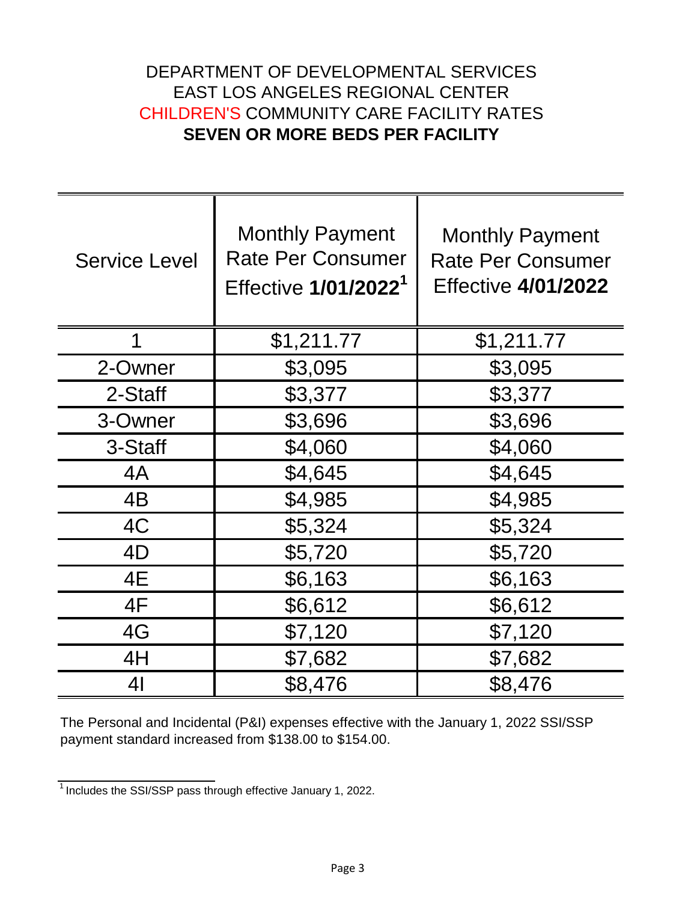DEPARTMENT OF DEVELOPMENTAL SERVICES
EAST LOS ANGELES REGIONAL CENTER
CHILDREN'S COMMUNITY CARE FACILITY RATES
**SEVEN OR MORE BEDS PER FACILITY**

| Service Level | Monthly Payment Rate Per Consumer Effective **1/01/2022**[1] | Monthly Payment Rate Per Consumer Effective **4/01/2022** |
|---|---|---|
| 1 | $1,211.77 | $1,211.77 |
| 2-Owner | $3,095 | $3,095 |
| 2-Staff | $3,377 | $3,377 |
| 3-Owner | $3,696 | $3,696 |
| 3-Staff | $4,060 | $4,060 |
| 4A | $4,645 | $4,645 |
| 4B | $4,985 | $4,985 |
| 4C | $5,324 | $5,324 |
| 4D | $5,720 | $5,720 |
| 4E | $6,163 | $6,163 |
| 4F | $6,612 | $6,612 |
| 4G | $7,120 | $7,120 |
| 4H | $7,682 | $7,682 |
| 4I | $8,476 | $8,476 |

The Personal and Incidental (P&I) expenses effective with the January 1, 2022 SSI/SSP payment standard increased from $138.00 to $154.00.

[1] Includes the SSI/SSP pass through effective January 1, 2022.